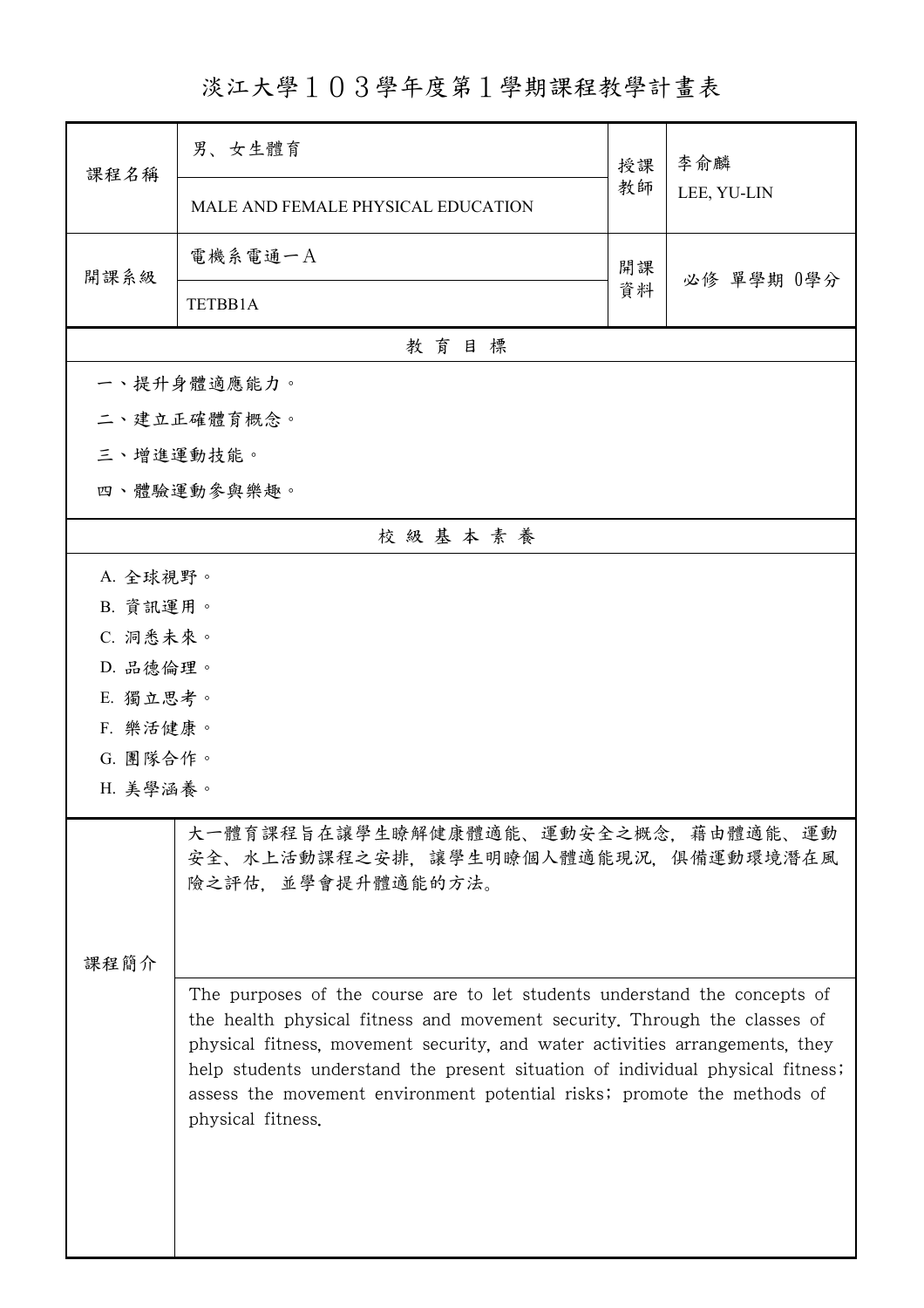# 淡江大學１０３學年度第１學期課程教學計畫表

| 課程名稱 | 男、女生體育 | 授課教師 | 李俞麟 |
|---|---|---|---|
| | MALE AND FEMALE PHYSICAL EDUCATION | | LEE, YU-LIN |
| 開課系級 | 電機系電通一Ａ | 開課資料 | 必修 單學期 0學分 |
| | TETBB1A | | |

## 教 育 目 標

一、提升身體適應能力。

二、建立正確體育概念。

三、增進運動技能。

四、體驗運動參與樂趣。

## 校 級 基 本 素 養

A. 全球視野。

B. 資訊運用。

C. 洞悉未來。

D. 品德倫理。

E. 獨立思考。

F. 樂活健康。

G. 團隊合作。

H. 美學涵養。

## 課程簡介

大一體育課程旨在讓學生瞭解健康體適能、運動安全之概念，藉由體適能、運動安全、水上活動課程之安排，讓學生明瞭個人體適能現況，俱備運動環境潛在風險之評估，並學會提升體適能的方法。

The purposes of the course are to let students understand the concepts of the health physical fitness and movement security. Through the classes of physical fitness, movement security, and water activities arrangements, they help students understand the present situation of individual physical fitness; assess the movement environment potential risks; promote the methods of physical fitness.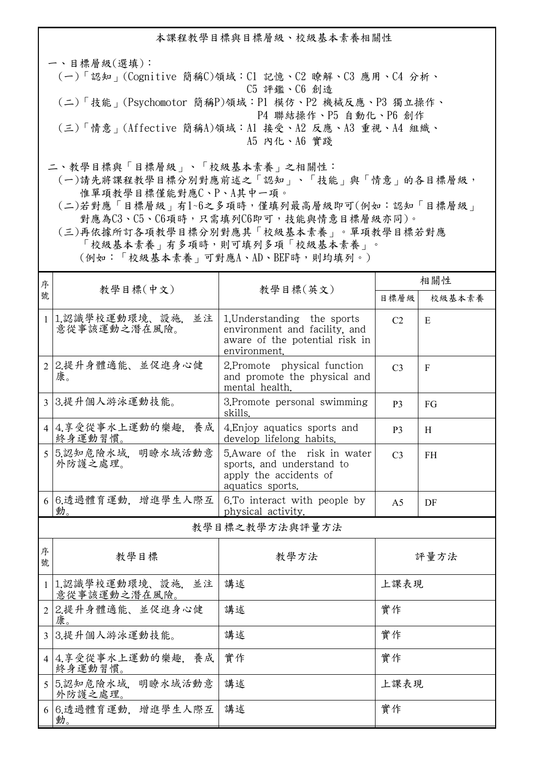## 本課程教學目標與目標層級、校級基本素養相關性

一、目標層級(選填)：

(一)「認知」(Cognitive 簡稱C)領域：C1 記憶、C2 瞭解、C3 應用、C4 分析、C5 評鑑、C6 創造

(二)「技能」(Psychomotor 簡稱P)領域：P1 模仿、P2 機械反應、P3 獨立操作、P4 聯結操作、P5 自動化、P6 創作

(三)「情意」(Affective 簡稱A)領域：A1 接受、A2 反應、A3 重視、A4 組織、A5 內化、A6 實踐

二、教學目標與「目標層級」、「校級基本素養」之相關性：

(一)請先將課程教學目標分別對應前述之「認知」、「技能」與「情意」的各目標層級，惟單項教學目標僅能對應C、P、A其中一項。

(二)若對應「目標層級」有1~6之多項時，僅填列最高層級即可(例如：認知「目標層級」對應為C3、C5、C6項時，只需填列C6即可，技能與情意目標層級亦同)。

(三)再依據所訂各項教學目標分別對應其「校級基本素養」。單項教學目標若對應「校級基本素養」有多項時，則可填列多項「校級基本素養」。(例如：「校級基本素養」可對應A、AD、BEF時，則均填列。)

| 序號 | 教學目標(中文) | 教學目標(英文) | 相關性 | |
|---|---|---|---|---|
| | | | 目標層級 | 校級基本素養 |
| 1 | 1.認識學校運動環境、設施，並注意從事該運動之潛在風險。 | 1.Understanding the sports environment and facility, and aware of the potential risk in environment. | C2 | E |
| 2 | 2.提升身體適能、並促進身心健康。 | 2.Promote physical function and promote the physical and mental health. | C3 | F |
| 3 | 3.提升個人游泳運動技能。 | 3.Promote personal swimming skills. | P3 | FG |
| 4 | 4.享受從事水上運動的樂趣，養成終身運動習慣。 | 4.Enjoy aquatics sports and develop lifelong habits. | P3 | H |
| 5 | 5.認知危險水域，明瞭水域活動意外防護之處理。 | 5.Aware of the risk in water sports, and understand to apply the accidents of aquatics sports. | C3 | FH |
| 6 | 6.透過體育運動，增進學生人際互動。 | 6.To interact with people by physical activity. | A5 | DF |

## 教學目標之教學方法與評量方法

| 序號 | 教學目標 | 教學方法 | 評量方法 |
|---|---|---|---|
| 1 | 1.認識學校運動環境、設施，並注意從事該運動之潛在風險。 | 講述 | 上課表現 |
| 2 | 2.提升身體適能、並促進身心健康。 | 講述 | 實作 |
| 3 | 3.提升個人游泳運動技能。 | 講述 | 實作 |
| 4 | 4.享受從事水上運動的樂趣，養成終身運動習慣。 | 實作 | 實作 |
| 5 | 5.認知危險水域，明瞭水域活動意外防護之處理。 | 講述 | 上課表現 |
| 6 | 6.透過體育運動，增進學生人際互動。 | 講述 | 實作 |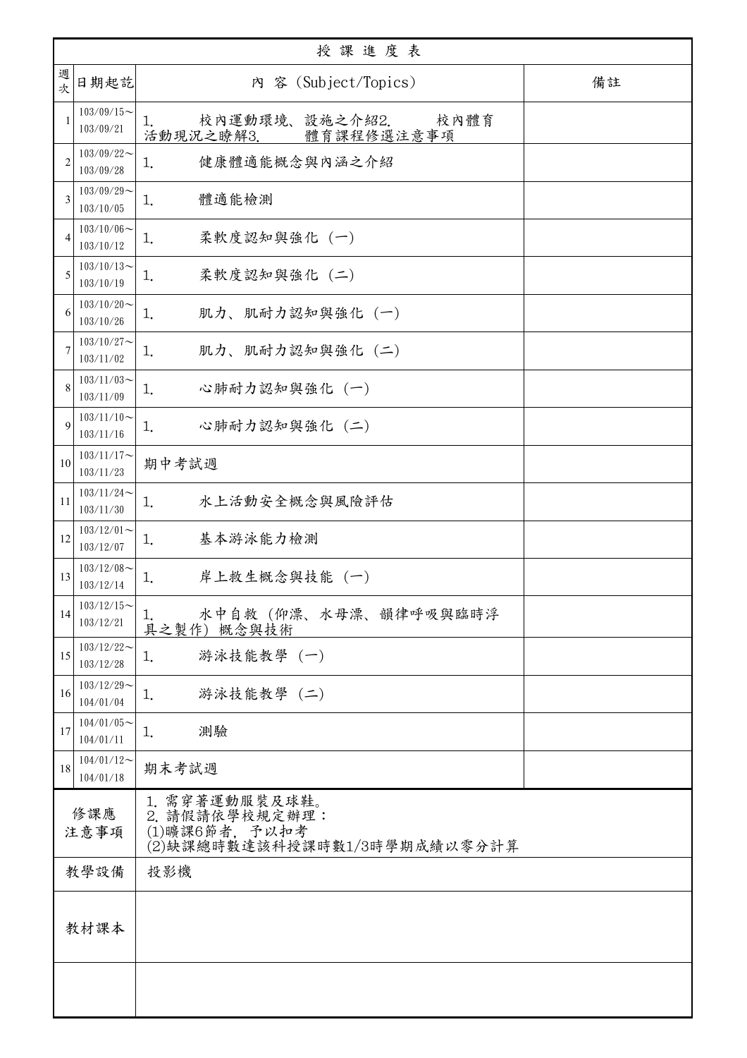| 授課進度表 | | | |
|---|---|---|---|
| 週次 | 日期起訖 | 內 容 (Subject/Topics) | 備註 |
| 1 | 103/09/15～103/09/21 | 1. 校內運動環境、設施之介紹2. 校內體育活動現況之瞭解3. 體育課程修選注意事項 | |
| 2 | 103/09/22～103/09/28 | 1. 健康體適能概念與內涵之介紹 | |
| 3 | 103/09/29～103/10/05 | 1. 體適能檢測 | |
| 4 | 103/10/06～103/10/12 | 1. 柔軟度認知與強化 (一) | |
| 5 | 103/10/13～103/10/19 | 1. 柔軟度認知與強化 (二) | |
| 6 | 103/10/20～103/10/26 | 1. 肌力、肌耐力認知與強化 (一) | |
| 7 | 103/10/27～103/11/02 | 1. 肌力、肌耐力認知與強化 (二) | |
| 8 | 103/11/03～103/11/09 | 1. 心肺耐力認知與強化 (一) | |
| 9 | 103/11/10～103/11/16 | 1. 心肺耐力認知與強化 (二) | |
| 10 | 103/11/17～103/11/23 | 期中考試週 | |
| 11 | 103/11/24～103/11/30 | 1. 水上活動安全概念與風險評估 | |
| 12 | 103/12/01～103/12/07 | 1. 基本游泳能力檢測 | |
| 13 | 103/12/08～103/12/14 | 1. 岸上救生概念與技能 (一) | |
| 14 | 103/12/15～103/12/21 | 1. 水中自救 (仰漂、水母漂、韻律呼吸與臨時浮具之製作) 概念與技術 | |
| 15 | 103/12/22～103/12/28 | 1. 游泳技能教學 (一) | |
| 16 | 103/12/29～104/01/04 | 1. 游泳技能教學 (二) | |
| 17 | 104/01/05～104/01/11 | 1. 測驗 | |
| 18 | 104/01/12～104/01/18 | 期末考試週 | |
| 修課應注意事項 | | 1. 需穿著運動服裝及球鞋。<br>2. 請假請依學校規定辦理：<br>(1)曠課6節者，予以扣考<br>(2)缺課總時數達該科授課時數1/3時學期成績以零分計算 | |
| 教學設備 | | 投影機 | |
| 教材課本 | | | |
| | | | |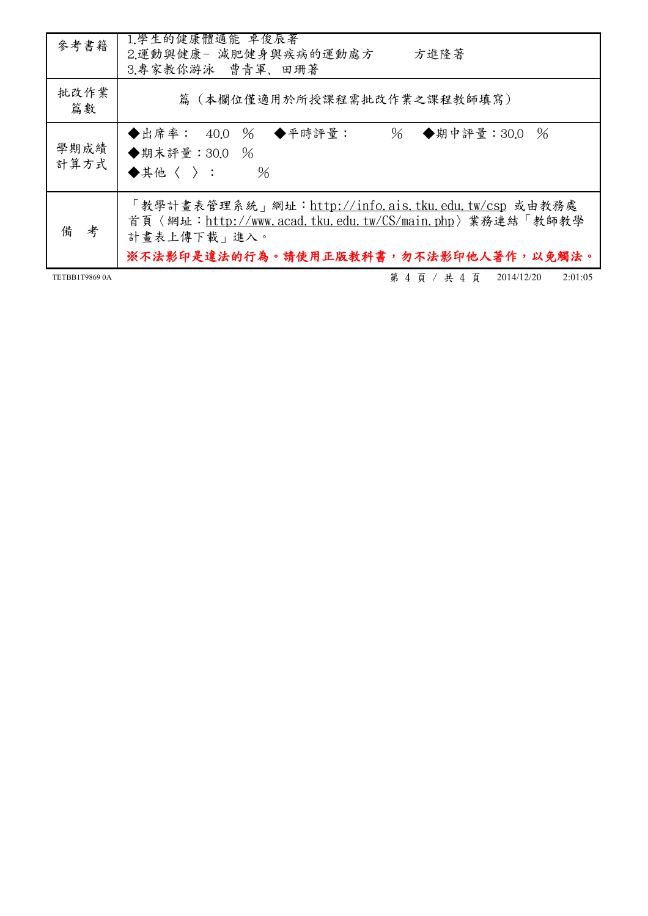| | |
|---|---|
| 參考書籍 | 1.學生的健康體適能 卓俊辰著<br>2.運動與健康－ 減肥健身與疾病的運動處方　　方進隆著<br>3.專家教你游泳　曹青軍、田珊著 |
| 批改作業篇數 | 篇（本欄位僅適用於所授課程需批改作業之課程教師填寫） |
| 學期成績計算方式 | ◆出席率： 40.0 ％　◆平時評量：　　％　◆期中評量：30.0 ％<br>◆期末評量：30.0 ％<br>◆其他〈 〉：　　％ |
| 備　考 | 「教學計畫表管理系統」網址：http://info.ais.tku.edu.tw/csp 或由教務處首頁〈網址：http://www.acad.tku.edu.tw/CS/main.php〉業務連結「教師教學計畫表上傳下載」進入。<br>**※不法影印是違法的行為。請使用正版教科書，勿不法影印他人著作，以免觸法。** |

TETBB1T9869 0A　　2014/12/20　2:01:05